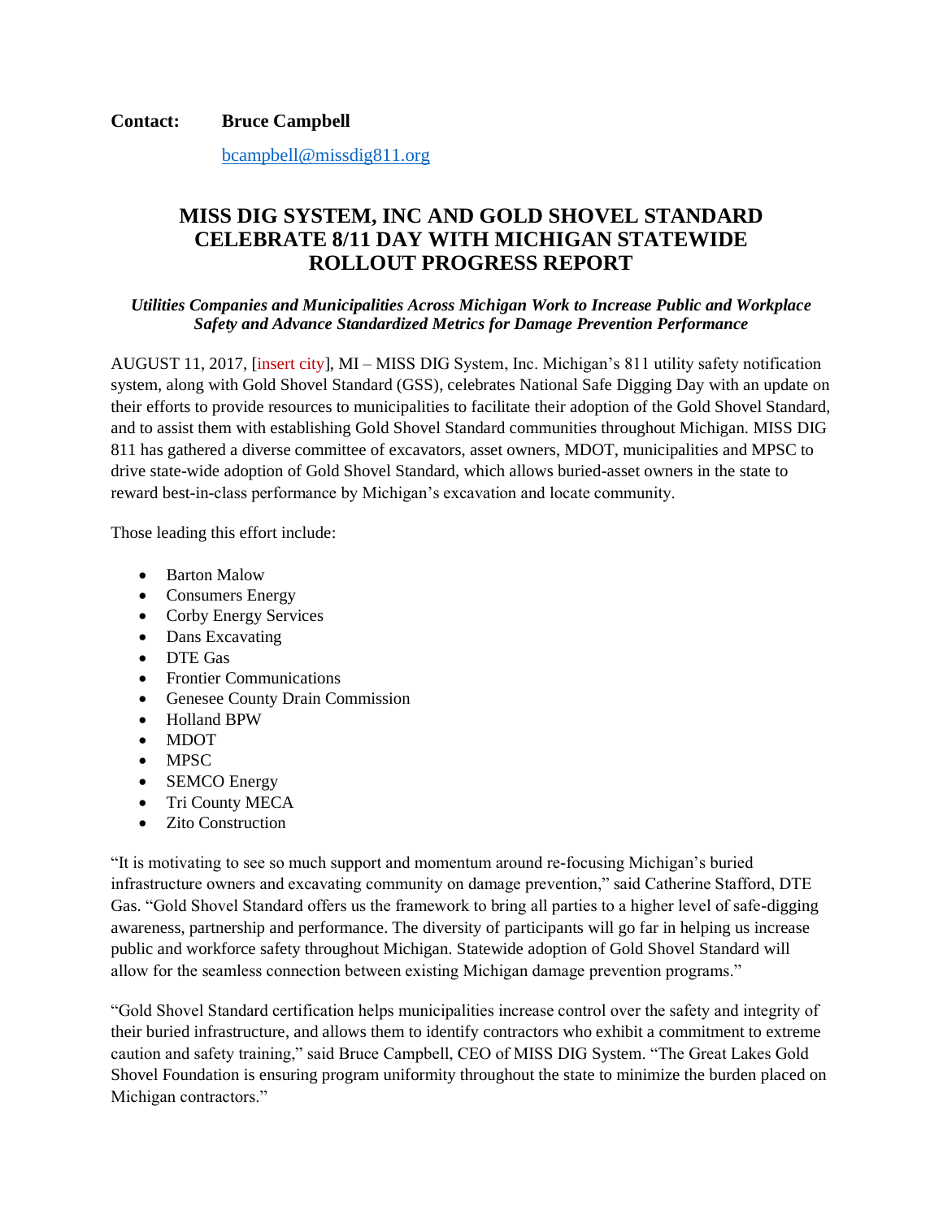**Contact:** **Bruce Campbell**

bcampbell@missdig811.org

# MISS DIG SYSTEM, INC AND GOLD SHOVEL STANDARD CELEBRATE 8/11 DAY WITH MICHIGAN STATEWIDE ROLLOUT PROGRESS REPORT

***Utilities Companies and Municipalities Across Michigan Work to Increase Public and Workplace Safety and Advance Standardized Metrics for Damage Prevention Performance***

AUGUST 11, 2017, [insert city], MI – MISS DIG System, Inc. Michigan's 811 utility safety notification system, along with Gold Shovel Standard (GSS), celebrates National Safe Digging Day with an update on their efforts to provide resources to municipalities to facilitate their adoption of the Gold Shovel Standard, and to assist them with establishing Gold Shovel Standard communities throughout Michigan. MISS DIG 811 has gathered a diverse committee of excavators, asset owners, MDOT, municipalities and MPSC to drive state-wide adoption of Gold Shovel Standard, which allows buried-asset owners in the state to reward best-in-class performance by Michigan's excavation and locate community.

Those leading this effort include:

- Barton Malow
- Consumers Energy
- Corby Energy Services
- Dans Excavating
- DTE Gas
- Frontier Communications
- Genesee County Drain Commission
- Holland BPW
- MDOT
- MPSC
- SEMCO Energy
- Tri County MECA
- Zito Construction

"It is motivating to see so much support and momentum around re-focusing Michigan's buried infrastructure owners and excavating community on damage prevention," said Catherine Stafford, DTE Gas. "Gold Shovel Standard offers us the framework to bring all parties to a higher level of safe-digging awareness, partnership and performance. The diversity of participants will go far in helping us increase public and workforce safety throughout Michigan. Statewide adoption of Gold Shovel Standard will allow for the seamless connection between existing Michigan damage prevention programs."

"Gold Shovel Standard certification helps municipalities increase control over the safety and integrity of their buried infrastructure, and allows them to identify contractors who exhibit a commitment to extreme caution and safety training," said Bruce Campbell, CEO of MISS DIG System. "The Great Lakes Gold Shovel Foundation is ensuring program uniformity throughout the state to minimize the burden placed on Michigan contractors."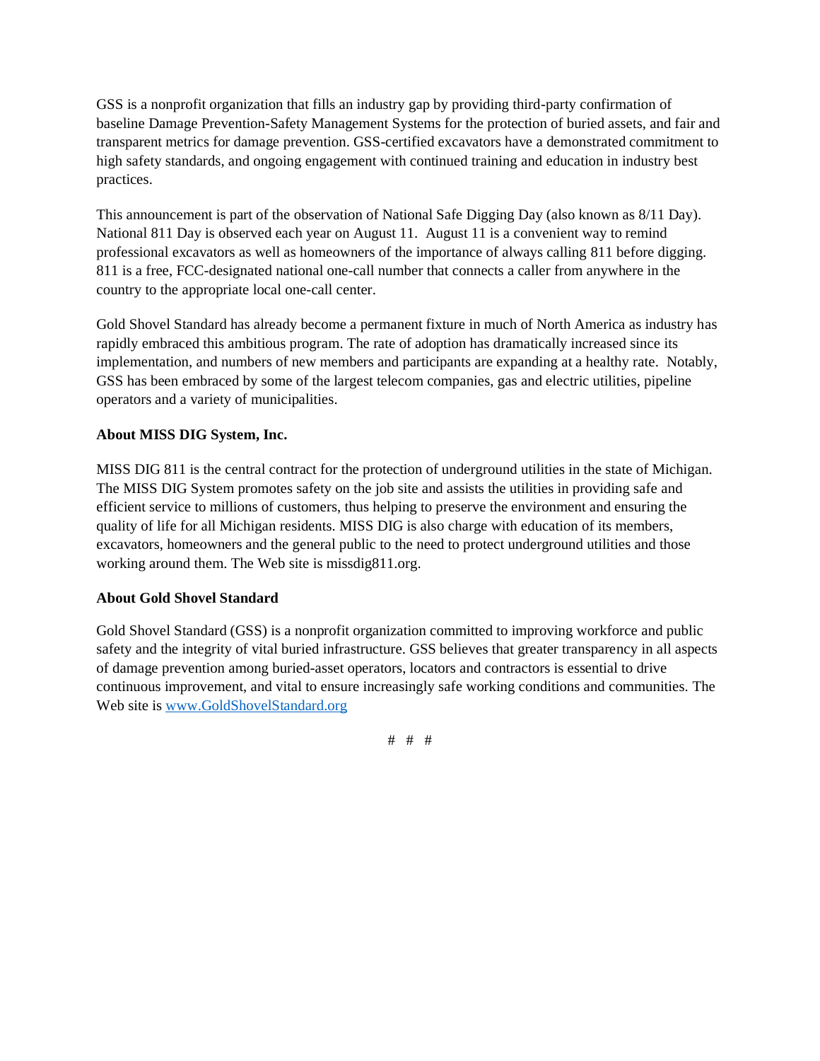GSS is a nonprofit organization that fills an industry gap by providing third-party confirmation of baseline Damage Prevention-Safety Management Systems for the protection of buried assets, and fair and transparent metrics for damage prevention. GSS-certified excavators have a demonstrated commitment to high safety standards, and ongoing engagement with continued training and education in industry best practices.

This announcement is part of the observation of National Safe Digging Day (also known as 8/11 Day). National 811 Day is observed each year on August 11. August 11 is a convenient way to remind professional excavators as well as homeowners of the importance of always calling 811 before digging. 811 is a free, FCC-designated national one-call number that connects a caller from anywhere in the country to the appropriate local one-call center.

Gold Shovel Standard has already become a permanent fixture in much of North America as industry has rapidly embraced this ambitious program. The rate of adoption has dramatically increased since its implementation, and numbers of new members and participants are expanding at a healthy rate. Notably, GSS has been embraced by some of the largest telecom companies, gas and electric utilities, pipeline operators and a variety of municipalities.

**About MISS DIG System, Inc.**

MISS DIG 811 is the central contract for the protection of underground utilities in the state of Michigan. The MISS DIG System promotes safety on the job site and assists the utilities in providing safe and efficient service to millions of customers, thus helping to preserve the environment and ensuring the quality of life for all Michigan residents. MISS DIG is also charge with education of its members, excavators, homeowners and the general public to the need to protect underground utilities and those working around them. The Web site is missdig811.org.

**About Gold Shovel Standard**

Gold Shovel Standard (GSS) is a nonprofit organization committed to improving workforce and public safety and the integrity of vital buried infrastructure. GSS believes that greater transparency in all aspects of damage prevention among buried-asset operators, locators and contractors is essential to drive continuous improvement, and vital to ensure increasingly safe working conditions and communities. The Web site is [www.GoldShovelStandard.org](http://www.GoldShovelStandard.org)

# # #